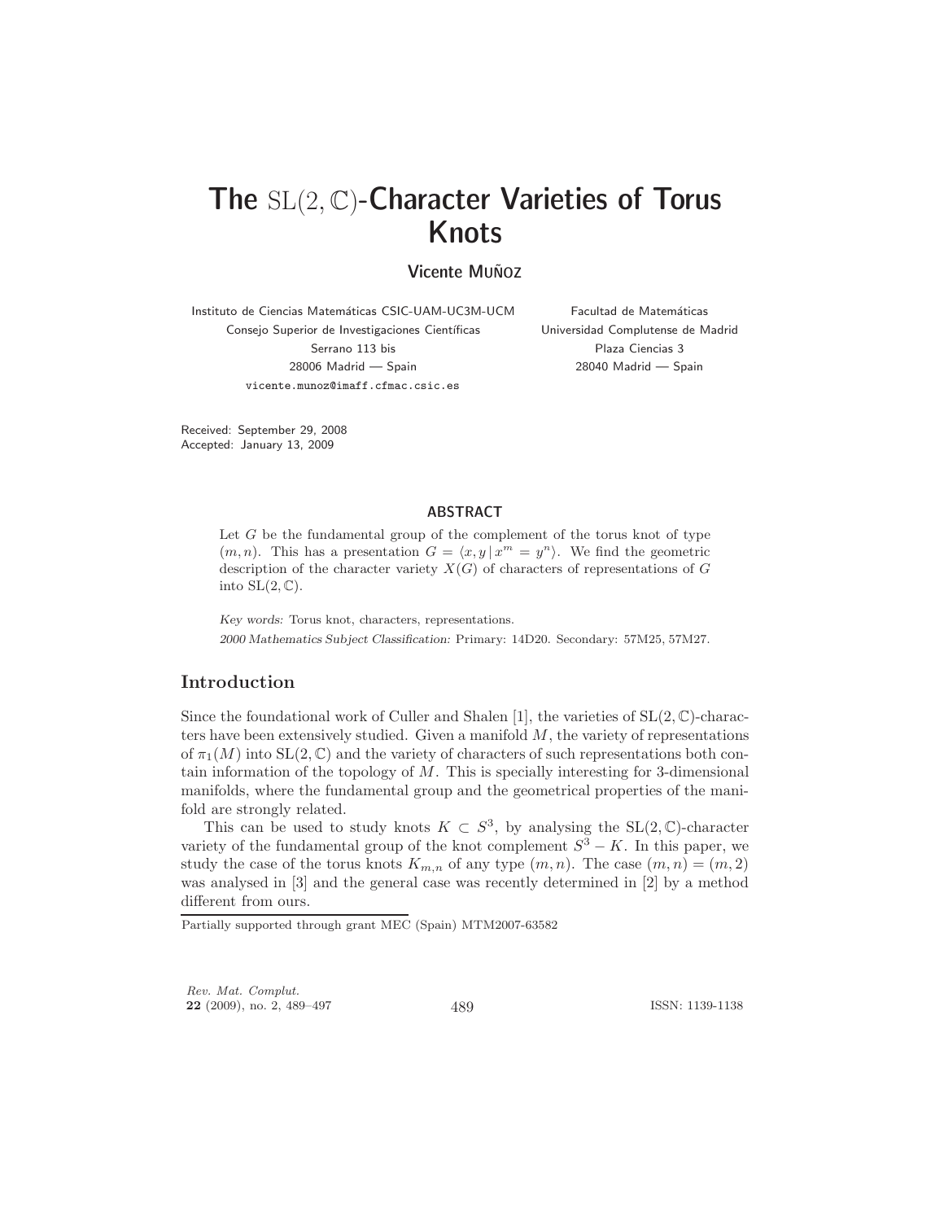# The $\mathrm{SL}(2,\mathbb{C})$-Character Varieties of Torus Knots

**Vicente Muñoz**

Instituto de Ciencias Matemáticas CSIC-UAM-UC3M-UCM
Consejo Superior de Investigaciones Científicas
Serrano 113 bis
28006 Madrid — Spain
vicente.munoz@imaff.cfmac.csic.es

Facultad de Matemáticas
Universidad Complutense de Madrid
Plaza Ciencias 3
28040 Madrid — Spain

Received: September 29, 2008
Accepted: January 13, 2009

## ABSTRACT

Let $G$ be the fundamental group of the complement of the torus knot of type $(m,n)$. This has a presentation $G = \langle x, y \,|\, x^m = y^n \rangle$. We find the geometric description of the character variety $X(G)$ of characters of representations of $G$ into $\mathrm{SL}(2,\mathbb{C})$.

*Key words:* Torus knot, characters, representations.

*2000 Mathematics Subject Classification:* Primary: 14D20. Secondary: 57M25, 57M27.

## Introduction

Since the foundational work of Culler and Shalen [1], the varieties of $\mathrm{SL}(2,\mathbb{C})$-characters have been extensively studied. Given a manifold $M$, the variety of representations of $\pi_1(M)$ into $\mathrm{SL}(2,\mathbb{C})$ and the variety of characters of such representations both contain information of the topology of $M$. This is specially interesting for 3-dimensional manifolds, where the fundamental group and the geometrical properties of the manifold are strongly related.

This can be used to study knots $K \subset S^3$, by analysing the $\mathrm{SL}(2,\mathbb{C})$-character variety of the fundamental group of the knot complement $S^3 - K$. In this paper, we study the case of the torus knots $K_{m,n}$ of any type $(m,n)$. The case $(m,n) = (m,2)$ was analysed in [3] and the general case was recently determined in [2] by a method different from ours.

Partially supported through grant MEC (Spain) MTM2007-63582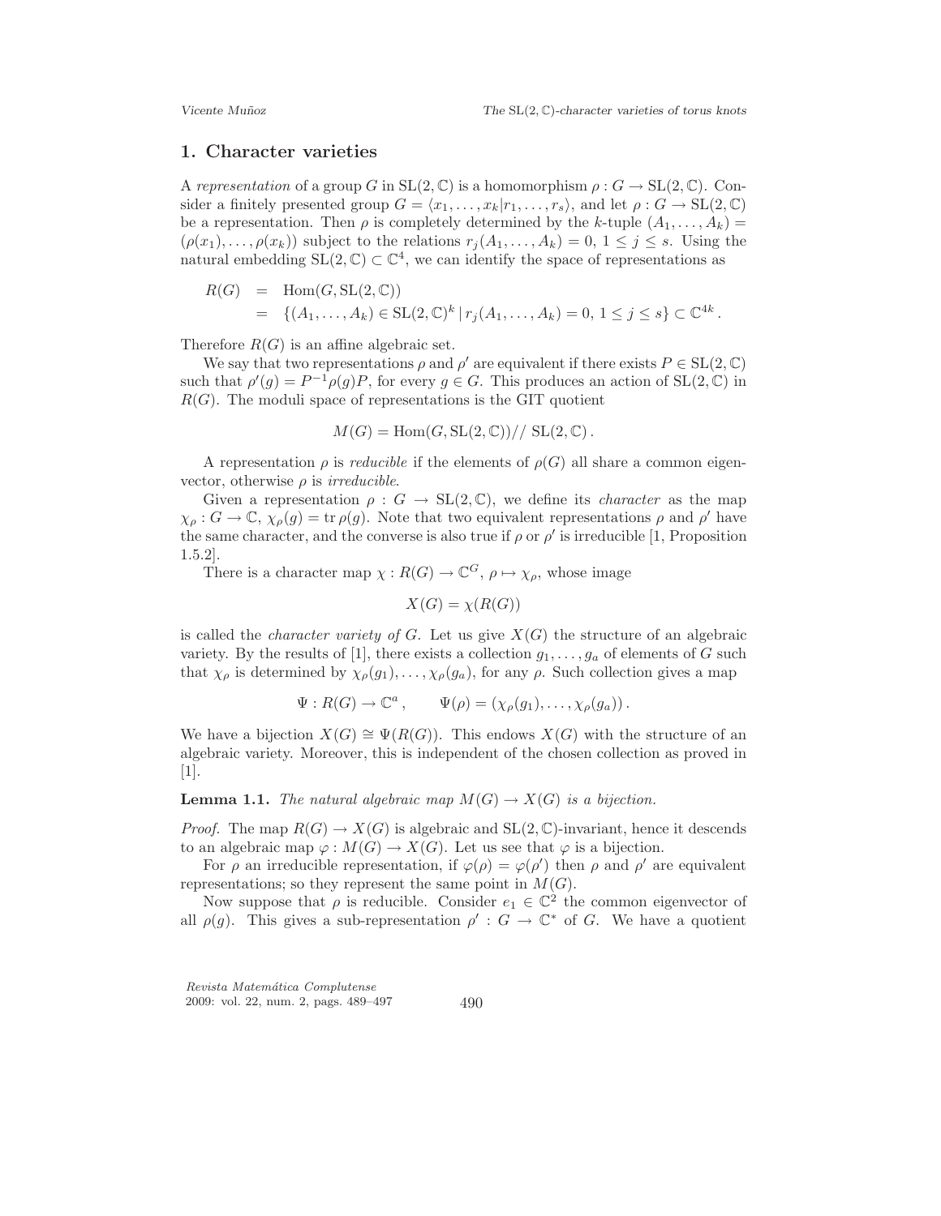## 1. Character varieties

A *representation* of a group $G$ in $\mathrm{SL}(2,\mathbb{C})$ is a homomorphism $\rho : G \to \mathrm{SL}(2,\mathbb{C})$. Consider a finitely presented group $G = \langle x_1, \ldots, x_k | r_1, \ldots, r_s \rangle$, and let $\rho : G \to \mathrm{SL}(2,\mathbb{C})$ be a representation. Then $\rho$ is completely determined by the $k$-tuple $(A_1, \ldots, A_k) = (\rho(x_1), \ldots, \rho(x_k))$ subject to the relations $r_j(A_1, \ldots, A_k) = 0$, $1 \leq j \leq s$. Using the natural embedding $\mathrm{SL}(2,\mathbb{C}) \subset \mathbb{C}^4$, we can identify the space of representations as

$$
\begin{aligned}
R(G) &= \mathrm{Hom}(G, \mathrm{SL}(2,\mathbb{C})) \\
&= \{(A_1, \ldots, A_k) \in \mathrm{SL}(2,\mathbb{C})^k \,|\, r_j(A_1, \ldots, A_k) = 0,\, 1 \leq j \leq s\} \subset \mathbb{C}^{4k}.
\end{aligned}
$$

Therefore $R(G)$ is an affine algebraic set.

We say that two representations $\rho$ and $\rho'$ are equivalent if there exists $P \in \mathrm{SL}(2,\mathbb{C})$ such that $\rho'(g) = P^{-1}\rho(g)P$, for every $g \in G$. This produces an action of $\mathrm{SL}(2,\mathbb{C})$ in $R(G)$. The moduli space of representations is the GIT quotient

$$
M(G) = \mathrm{Hom}(G, \mathrm{SL}(2,\mathbb{C}))/\!/\, \mathrm{SL}(2,\mathbb{C}).
$$

A representation $\rho$ is *reducible* if the elements of $\rho(G)$ all share a common eigenvector, otherwise $\rho$ is *irreducible*.

Given a representation $\rho : G \to \mathrm{SL}(2,\mathbb{C})$, we define its *character* as the map $\chi_\rho : G \to \mathbb{C}$, $\chi_\rho(g) = \mathrm{tr}\,\rho(g)$. Note that two equivalent representations $\rho$ and $\rho'$ have the same character, and the converse is also true if $\rho$ or $\rho'$ is irreducible [1, Proposition 1.5.2].

There is a character map $\chi : R(G) \to \mathbb{C}^G$, $\rho \mapsto \chi_\rho$, whose image

$$
X(G) = \chi(R(G))
$$

is called the *character variety of* $G$. Let us give $X(G)$ the structure of an algebraic variety. By the results of [1], there exists a collection $g_1, \ldots, g_a$ of elements of $G$ such that $\chi_\rho$ is determined by $\chi_\rho(g_1), \ldots, \chi_\rho(g_a)$, for any $\rho$. Such collection gives a map

$$
\Psi : R(G) \to \mathbb{C}^a, \qquad \Psi(\rho) = (\chi_\rho(g_1), \ldots, \chi_\rho(g_a)).
$$

We have a bijection $X(G) \cong \Psi(R(G))$. This endows $X(G)$ with the structure of an algebraic variety. Moreover, this is independent of the chosen collection as proved in [1].

**Lemma 1.1.** *The natural algebraic map $M(G) \to X(G)$ is a bijection.*

*Proof.* The map $R(G) \to X(G)$ is algebraic and $\mathrm{SL}(2,\mathbb{C})$-invariant, hence it descends to an algebraic map $\varphi : M(G) \to X(G)$. Let us see that $\varphi$ is a bijection.

For $\rho$ an irreducible representation, if $\varphi(\rho) = \varphi(\rho')$ then $\rho$ and $\rho'$ are equivalent representations; so they represent the same point in $M(G)$.

Now suppose that $\rho$ is reducible. Consider $e_1 \in \mathbb{C}^2$ the common eigenvector of all $\rho(g)$. This gives a sub-representation $\rho' : G \to \mathbb{C}^*$ of $G$. We have a quotient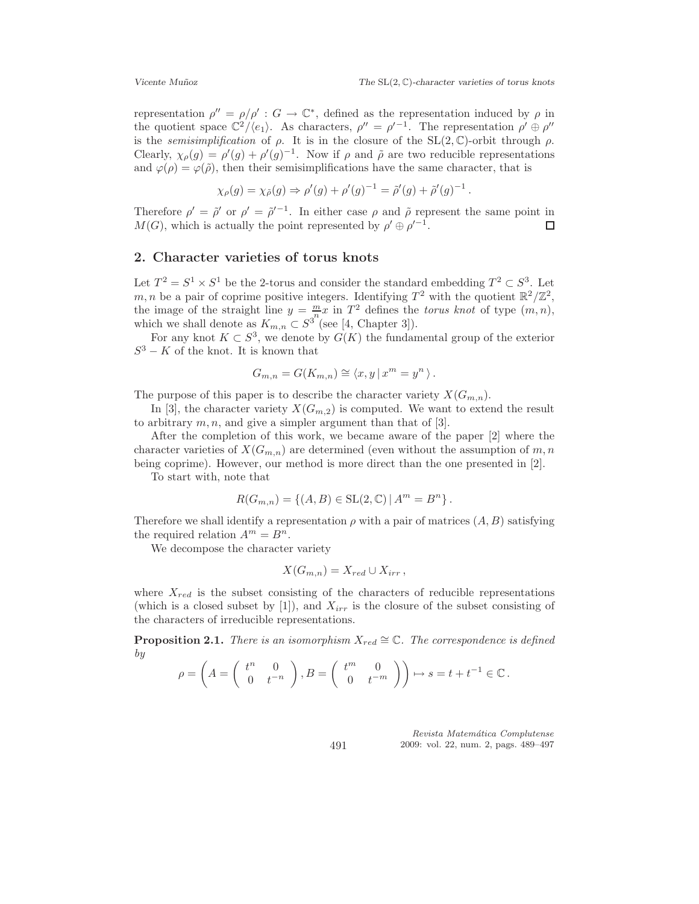representation $\rho'' = \rho/\rho' : G \to \mathbb{C}^*$, defined as the representation induced by $\rho$ in the quotient space $\mathbb{C}^2/\langle e_1 \rangle$. As characters, $\rho'' = \rho'^{-1}$. The representation $\rho' \oplus \rho''$ is the *semisimplification* of $\rho$. It is in the closure of the $\mathrm{SL}(2,\mathbb{C})$-orbit through $\rho$. Clearly, $\chi_\rho(g) = \rho'(g) + \rho'(g)^{-1}$. Now if $\rho$ and $\tilde{\rho}$ are two reducible representations and $\varphi(\rho) = \varphi(\tilde{\rho})$, then their semisimplifications have the same character, that is

$$\chi_\rho(g) = \chi_{\tilde{\rho}}(g) \Rightarrow \rho'(g) + \rho'(g)^{-1} = \tilde{\rho}'(g) + \tilde{\rho}'(g)^{-1} .$$

Therefore $\rho' = \tilde{\rho}'$ or $\rho' = \tilde{\rho}'^{-1}$. In either case $\rho$ and $\tilde{\rho}$ represent the same point in $M(G)$, which is actually the point represented by $\rho' \oplus \rho'^{-1}$. □

## 2. Character varieties of torus knots

Let $T^2 = S^1 \times S^1$ be the 2-torus and consider the standard embedding $T^2 \subset S^3$. Let $m, n$ be a pair of coprime positive integers. Identifying $T^2$ with the quotient $\mathbb{R}^2/\mathbb{Z}^2$, the image of the straight line $y = \frac{m}{n}x$ in $T^2$ defines the *torus knot* of type $(m,n)$, which we shall denote as $K_{m,n} \subset S^3$ (see [4, Chapter 3]).

For any knot $K \subset S^3$, we denote by $G(K)$ the fundamental group of the exterior $S^3 - K$ of the knot. It is known that

$$G_{m,n} = G(K_{m,n}) \cong \langle x, y \,|\, x^m = y^n \rangle .$$

The purpose of this paper is to describe the character variety $X(G_{m,n})$.

In [3], the character variety $X(G_{m,2})$ is computed. We want to extend the result to arbitrary $m, n$, and give a simpler argument than that of [3].

After the completion of this work, we became aware of the paper [2] where the character varieties of $X(G_{m,n})$ are determined (even without the assumption of $m, n$ being coprime). However, our method is more direct than the one presented in [2].

To start with, note that

$$R(G_{m,n}) = \{(A, B) \in \mathrm{SL}(2,\mathbb{C}) \,|\, A^m = B^n\} .$$

Therefore we shall identify a representation $\rho$ with a pair of matrices $(A, B)$ satisfying the required relation $A^m = B^n$.

We decompose the character variety

$$X(G_{m,n}) = X_{red} \cup X_{irr} ,$$

where $X_{red}$ is the subset consisting of the characters of reducible representations (which is a closed subset by [1]), and $X_{irr}$ is the closure of the subset consisting of the characters of irreducible representations.

**Proposition 2.1.** *There is an isomorphism $X_{red} \cong \mathbb{C}$. The correspondence is defined by*

$$\rho = \left( A = \begin{pmatrix} t^n & 0 \\ 0 & t^{-n} \end{pmatrix}, B = \begin{pmatrix} t^m & 0 \\ 0 & t^{-m} \end{pmatrix} \right) \mapsto s = t + t^{-1} \in \mathbb{C} .$$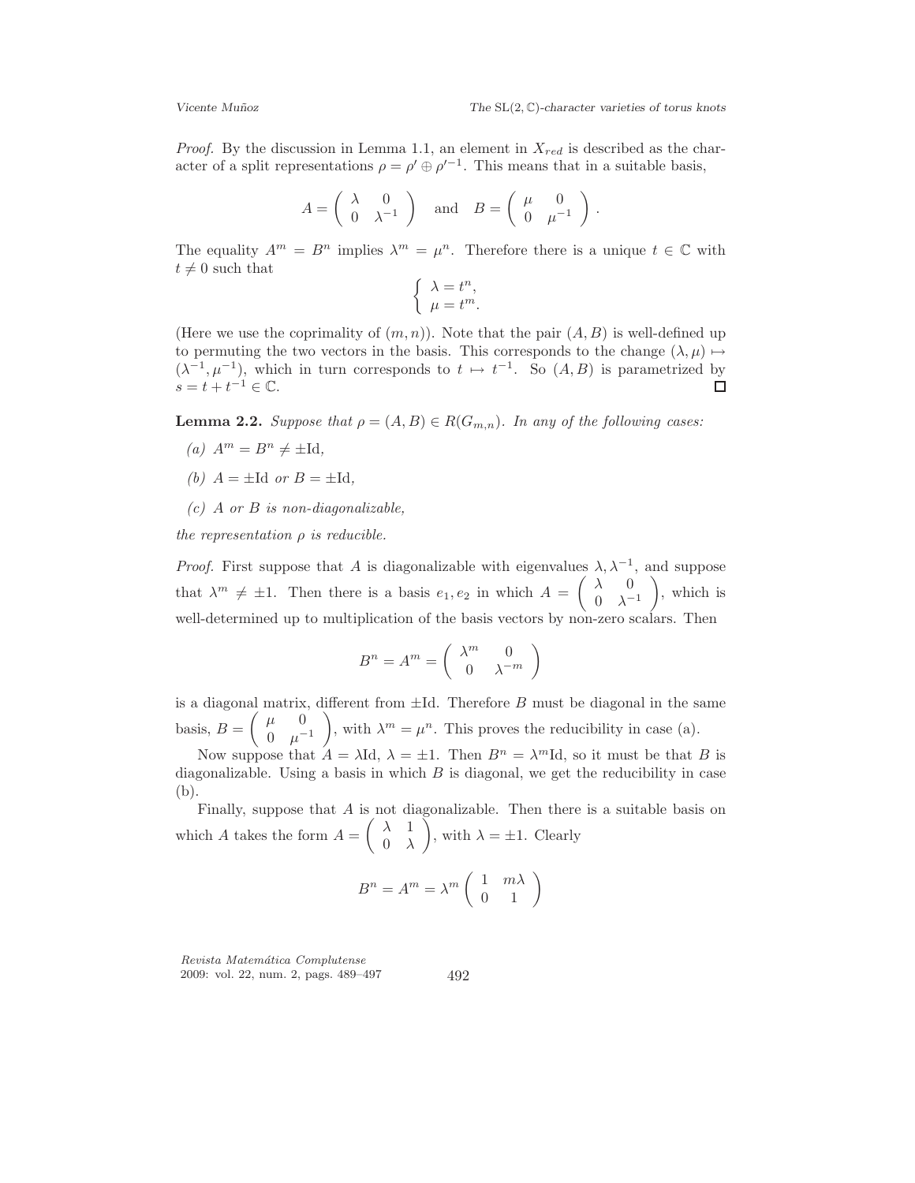*Proof.* By the discussion in Lemma 1.1, an element in $X_{red}$ is described as the character of a split representations $\rho = \rho' \oplus \rho'^{-1}$. This means that in a suitable basis,

$$A = \begin{pmatrix} \lambda & 0 \\ 0 & \lambda^{-1} \end{pmatrix} \quad \text{and} \quad B = \begin{pmatrix} \mu & 0 \\ 0 & \mu^{-1} \end{pmatrix}.$$

The equality $A^m = B^n$ implies $\lambda^m = \mu^n$. Therefore there is a unique $t \in \mathbb{C}$ with $t \neq 0$ such that

$$\begin{cases} \lambda = t^n, \\ \mu = t^m. \end{cases}$$

(Here we use the coprimality of $(m, n)$). Note that the pair $(A, B)$ is well-defined up to permuting the two vectors in the basis. This corresponds to the change $(\lambda, \mu) \mapsto (\lambda^{-1}, \mu^{-1})$, which in turn corresponds to $t \mapsto t^{-1}$. So $(A, B)$ is parametrized by $s = t + t^{-1} \in \mathbb{C}$. □

**Lemma 2.2.** *Suppose that $\rho = (A, B) \in R(G_{m,n})$. In any of the following cases:*

*(a) $A^m = B^n \neq \pm\mathrm{Id}$,*

*(b) $A = \pm\mathrm{Id}$ or $B = \pm\mathrm{Id}$,*

*(c) $A$ or $B$ is non-diagonalizable,*

*the representation $\rho$ is reducible.*

*Proof.* First suppose that $A$ is diagonalizable with eigenvalues $\lambda, \lambda^{-1}$, and suppose that $\lambda^m \neq \pm 1$. Then there is a basis $e_1, e_2$ in which $A = \begin{pmatrix} \lambda & 0 \\ 0 & \lambda^{-1} \end{pmatrix}$, which is well-determined up to multiplication of the basis vectors by non-zero scalars. Then

$$B^n = A^m = \begin{pmatrix} \lambda^m & 0 \\ 0 & \lambda^{-m} \end{pmatrix}$$

is a diagonal matrix, different from $\pm\mathrm{Id}$. Therefore $B$ must be diagonal in the same basis, $B = \begin{pmatrix} \mu & 0 \\ 0 & \mu^{-1} \end{pmatrix}$, with $\lambda^m = \mu^n$. This proves the reducibility in case (a).

Now suppose that $A = \lambda\mathrm{Id}$, $\lambda = \pm 1$. Then $B^n = \lambda^m \mathrm{Id}$, so it must be that $B$ is diagonalizable. Using a basis in which $B$ is diagonal, we get the reducibility in case (b).

Finally, suppose that $A$ is not diagonalizable. Then there is a suitable basis on which $A$ takes the form $A = \begin{pmatrix} \lambda & 1 \\ 0 & \lambda \end{pmatrix}$, with $\lambda = \pm 1$. Clearly

$$B^n = A^m = \lambda^m \begin{pmatrix} 1 & m\lambda \\ 0 & 1 \end{pmatrix}$$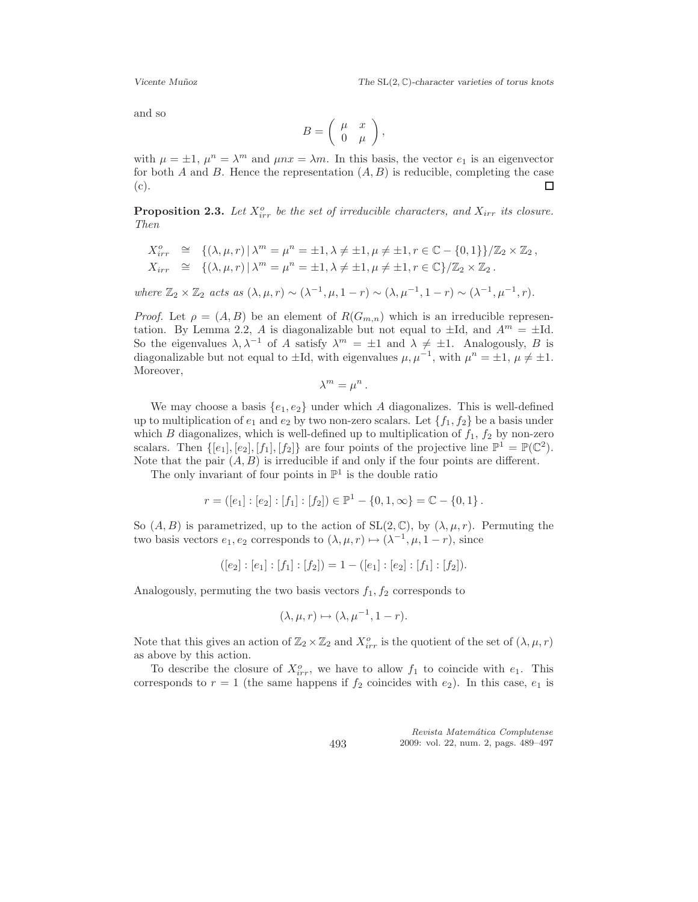and so

$$B = \begin{pmatrix} \mu & x \\ 0 & \mu \end{pmatrix},$$

with $\mu = \pm 1$, $\mu^n = \lambda^m$ and $\mu n x = \lambda m$. In this basis, the vector $e_1$ is an eigenvector for both $A$ and $B$. Hence the representation $(A, B)$ is reducible, completing the case (c). □

**Proposition 2.3.** *Let $X^o_{irr}$ be the set of irreducible characters, and $X_{irr}$ its closure. Then*

$$\begin{aligned} X^o_{irr} &\cong \{(\lambda, \mu, r) \,|\, \lambda^m = \mu^n = \pm 1, \lambda \neq \pm 1, \mu \neq \pm 1, r \in \mathbb{C} - \{0, 1\}\}/\mathbb{Z}_2 \times \mathbb{Z}_2 \,, \\ X_{irr} &\cong \{(\lambda, \mu, r) \,|\, \lambda^m = \mu^n = \pm 1, \lambda \neq \pm 1, \mu \neq \pm 1, r \in \mathbb{C}\}/\mathbb{Z}_2 \times \mathbb{Z}_2 \,. \end{aligned}$$

*where $\mathbb{Z}_2 \times \mathbb{Z}_2$ acts as $(\lambda, \mu, r) \sim (\lambda^{-1}, \mu, 1 - r) \sim (\lambda, \mu^{-1}, 1 - r) \sim (\lambda^{-1}, \mu^{-1}, r)$.*

*Proof.* Let $\rho = (A, B)$ be an element of $R(G_{m,n})$ which is an irreducible representation. By Lemma 2.2, $A$ is diagonalizable but not equal to $\pm\mathrm{Id}$, and $A^m = \pm\mathrm{Id}$. So the eigenvalues $\lambda, \lambda^{-1}$ of $A$ satisfy $\lambda^m = \pm 1$ and $\lambda \neq \pm 1$. Analogously, $B$ is diagonalizable but not equal to $\pm\mathrm{Id}$, with eigenvalues $\mu, \mu^{-1}$, with $\mu^n = \pm 1$, $\mu \neq \pm 1$. Moreover,

$$\lambda^m = \mu^n \,.$$

We may choose a basis $\{e_1, e_2\}$ under which $A$ diagonalizes. This is well-defined up to multiplication of $e_1$ and $e_2$ by two non-zero scalars. Let $\{f_1, f_2\}$ be a basis under which $B$ diagonalizes, which is well-defined up to multiplication of $f_1$, $f_2$ by non-zero scalars. Then $\{[e_1], [e_2], [f_1], [f_2]\}$ are four points of the projective line $\mathbb{P}^1 = \mathbb{P}(\mathbb{C}^2)$. Note that the pair $(A, B)$ is irreducible if and only if the four points are different.

The only invariant of four points in $\mathbb{P}^1$ is the double ratio

$$r = ([e_1] : [e_2] : [f_1] : [f_2]) \in \mathbb{P}^1 - \{0, 1, \infty\} = \mathbb{C} - \{0, 1\} \,.$$

So $(A, B)$ is parametrized, up to the action of $\mathrm{SL}(2, \mathbb{C})$, by $(\lambda, \mu, r)$. Permuting the two basis vectors $e_1, e_2$ corresponds to $(\lambda, \mu, r) \mapsto (\lambda^{-1}, \mu, 1 - r)$, since

$$([e_2] : [e_1] : [f_1] : [f_2]) = 1 - ([e_1] : [e_2] : [f_1] : [f_2]).$$

Analogously, permuting the two basis vectors $f_1, f_2$ corresponds to

$$(\lambda, \mu, r) \mapsto (\lambda, \mu^{-1}, 1 - r).$$

Note that this gives an action of $\mathbb{Z}_2 \times \mathbb{Z}_2$ and $X^o_{irr}$ is the quotient of the set of $(\lambda, \mu, r)$ as above by this action.

To describe the closure of $X^o_{irr}$, we have to allow $f_1$ to coincide with $e_1$. This corresponds to $r = 1$ (the same happens if $f_2$ coincides with $e_2$). In this case, $e_1$ is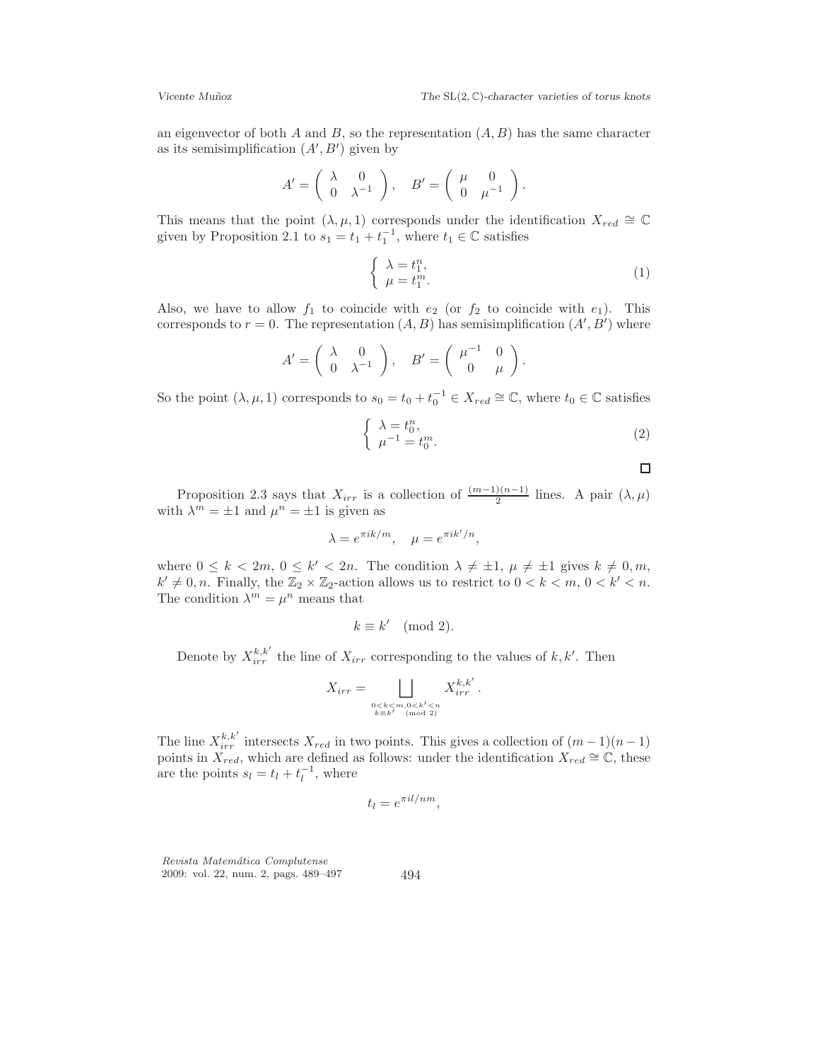an eigenvector of both $A$ and $B$, so the representation $(A, B)$ has the same character as its semisimplification $(A', B')$ given by

$$A' = \begin{pmatrix} \lambda & 0 \\ 0 & \lambda^{-1} \end{pmatrix}, \quad B' = \begin{pmatrix} \mu & 0 \\ 0 & \mu^{-1} \end{pmatrix}.$$

This means that the point $(\lambda, \mu, 1)$ corresponds under the identification $X_{red} \cong \mathbb{C}$ given by Proposition 2.1 to $s_1 = t_1 + t_1^{-1}$, where $t_1 \in \mathbb{C}$ satisfies

$$\begin{cases} \lambda = t_1^n, \\ \mu = t_1^m. \end{cases} \tag{1}$$

Also, we have to allow $f_1$ to coincide with $e_2$ (or $f_2$ to coincide with $e_1$). This corresponds to $r = 0$. The representation $(A, B)$ has semisimplification $(A', B')$ where

$$A' = \begin{pmatrix} \lambda & 0 \\ 0 & \lambda^{-1} \end{pmatrix}, \quad B' = \begin{pmatrix} \mu^{-1} & 0 \\ 0 & \mu \end{pmatrix}.$$

So the point $(\lambda, \mu, 1)$ corresponds to $s_0 = t_0 + t_0^{-1} \in X_{red} \cong \mathbb{C}$, where $t_0 \in \mathbb{C}$ satisfies

$$\begin{cases} \lambda = t_0^n, \\ \mu^{-1} = t_0^m. \end{cases} \tag{2}$$

□

Proposition 2.3 says that $X_{irr}$ is a collection of $\frac{(m-1)(n-1)}{2}$ lines. A pair $(\lambda, \mu)$ with $\lambda^m = \pm 1$ and $\mu^n = \pm 1$ is given as

$$\lambda = e^{\pi i k/m}, \quad \mu = e^{\pi i k'/n},$$

where $0 \leq k < 2m$, $0 \leq k' < 2n$. The condition $\lambda \neq \pm 1$, $\mu \neq \pm 1$ gives $k \neq 0, m$, $k' \neq 0, n$. Finally, the $\mathbb{Z}_2 \times \mathbb{Z}_2$-action allows us to restrict to $0 < k < m$, $0 < k' < n$. The condition $\lambda^m = \mu^n$ means that

$$k \equiv k' \pmod 2.$$

Denote by $X_{irr}^{k,k'}$ the line of $X_{irr}$ corresponding to the values of $k, k'$. Then

$$X_{irr} = \bigsqcup_{\substack{0<k<m, 0<k'<n \\ k \equiv k' \pmod 2}} X_{irr}^{k,k'}.$$

The line $X_{irr}^{k,k'}$ intersects $X_{red}$ in two points. This gives a collection of $(m-1)(n-1)$ points in $X_{red}$, which are defined as follows: under the identification $X_{red} \cong \mathbb{C}$, these are the points $s_l = t_l + t_l^{-1}$, where

$$t_l = e^{\pi i l/nm},$$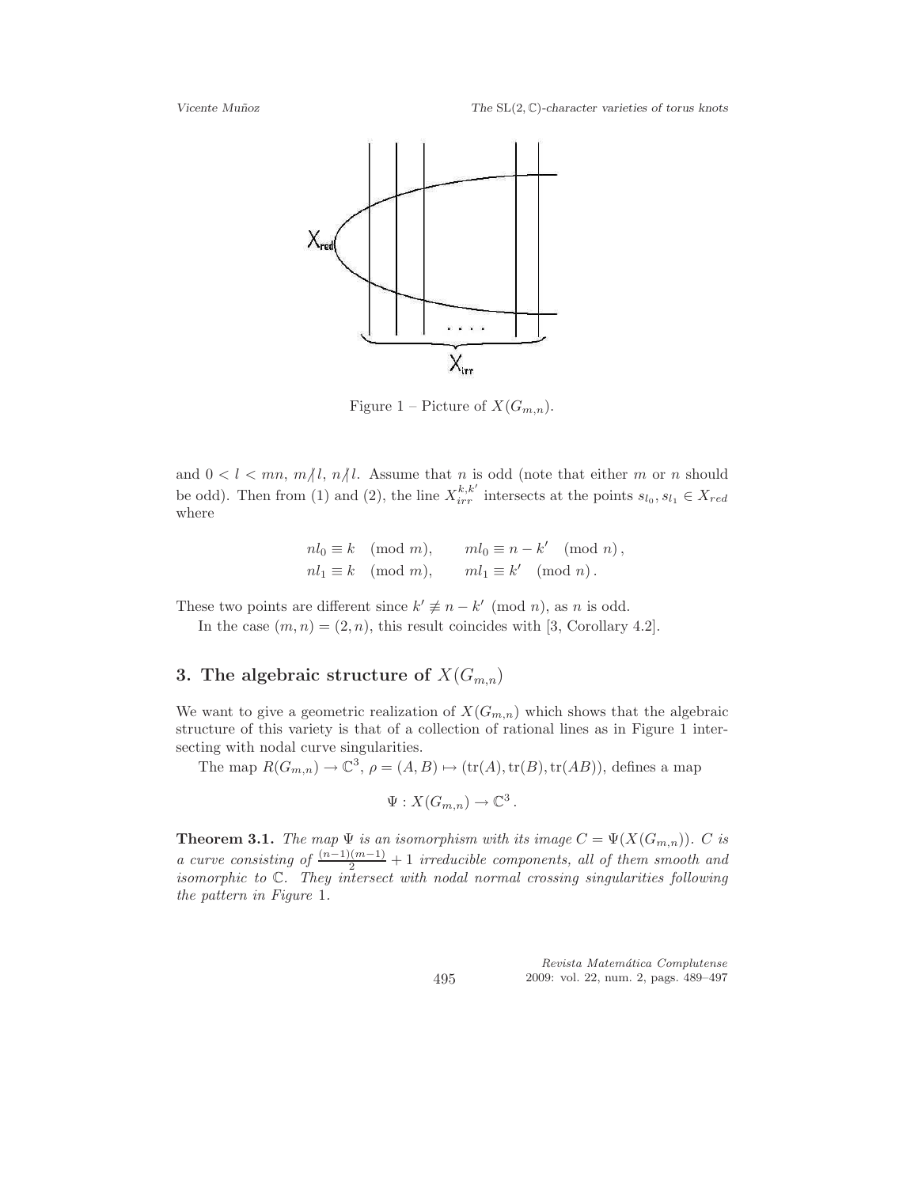Figure 1 – Picture of $X(G_{m,n})$.

and $0 < l < mn$, $m \nmid l$, $n \nmid l$. Assume that $n$ is odd (note that either $m$ or $n$ should be odd). Then from (1) and (2), the line $X_{irr}^{k,k'}$ intersects at the points $s_{l_0}, s_{l_1} \in X_{red}$ where

$$
\begin{aligned}
nl_0 &\equiv k \pmod{m}, \qquad ml_0 \equiv n - k' \pmod{n}, \\
nl_1 &\equiv k \pmod{m}, \qquad ml_1 \equiv k' \pmod{n}.
\end{aligned}
$$

These two points are different since $k' \not\equiv n - k' \pmod{n}$, as $n$ is odd.

In the case $(m, n) = (2, n)$, this result coincides with [3, Corollary 4.2].

## 3. The algebraic structure of $X(G_{m,n})$

We want to give a geometric realization of $X(G_{m,n})$ which shows that the algebraic structure of this variety is that of a collection of rational lines as in Figure 1 intersecting with nodal curve singularities.

The map $R(G_{m,n}) \to \mathbb{C}^3$, $\rho = (A, B) \mapsto (\mathrm{tr}(A), \mathrm{tr}(B), \mathrm{tr}(AB))$, defines a map

$$
\Psi : X(G_{m,n}) \to \mathbb{C}^3 .
$$

**Theorem 3.1.** *The map $\Psi$ is an isomorphism with its image $C = \Psi(X(G_{m,n}))$. $C$ is a curve consisting of $\frac{(n-1)(m-1)}{2} + 1$ irreducible components, all of them smooth and isomorphic to $\mathbb{C}$. They intersect with nodal normal crossing singularities following the pattern in Figure 1.*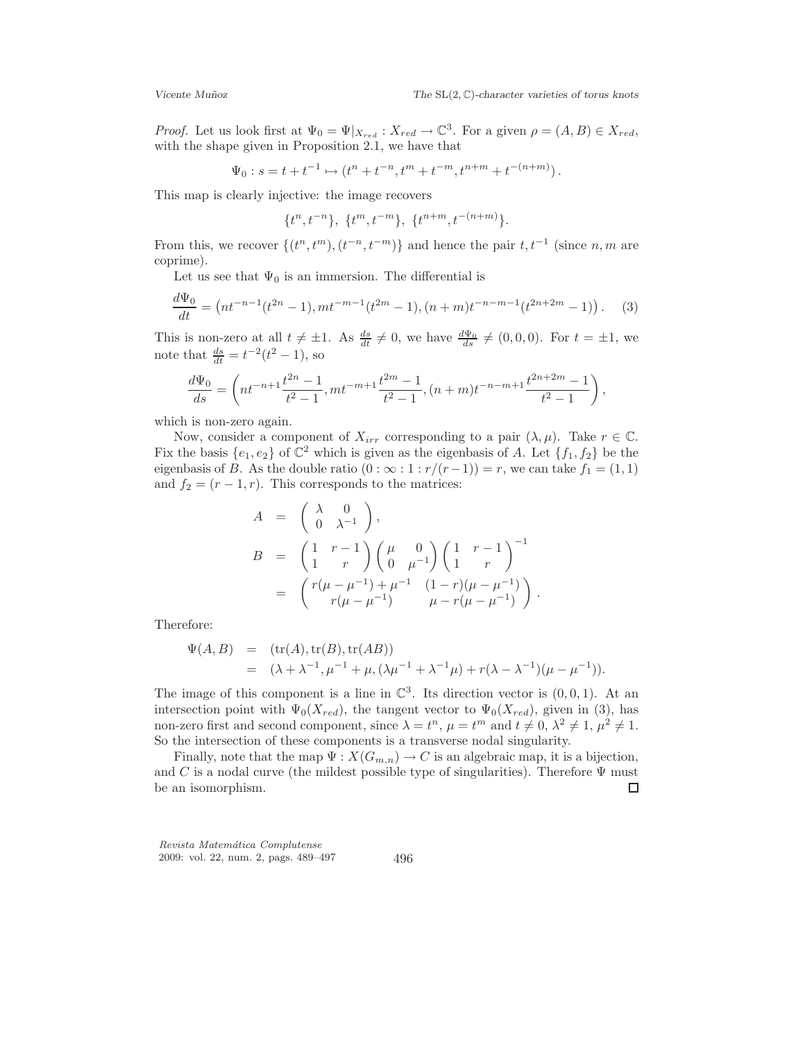*Proof.* Let us look first at $\Psi_0 = \Psi|_{X_{red}} : X_{red} \to \mathbb{C}^3$. For a given $\rho = (A, B) \in X_{red}$, with the shape given in Proposition 2.1, we have that

$$\Psi_0 : s = t + t^{-1} \mapsto (t^n + t^{-n}, t^m + t^{-m}, t^{n+m} + t^{-(n+m)}).$$

This map is clearly injective: the image recovers

$$\{t^n, t^{-n}\},\ \{t^m, t^{-m}\},\ \{t^{n+m}, t^{-(n+m)}\}.$$

From this, we recover $\{(t^n, t^m), (t^{-n}, t^{-m})\}$ and hence the pair $t, t^{-1}$ (since $n, m$ are coprime).

Let us see that $\Psi_0$ is an immersion. The differential is

$$\frac{d\Psi_0}{dt} = \left(nt^{-n-1}(t^{2n} - 1), mt^{-m-1}(t^{2m} - 1), (n+m)t^{-n-m-1}(t^{2n+2m} - 1)\right). \tag{3}$$

This is non-zero at all $t \neq \pm 1$. As $\frac{ds}{dt} \neq 0$, we have $\frac{d\Psi_0}{ds} \neq (0, 0, 0)$. For $t = \pm 1$, we note that $\frac{ds}{dt} = t^{-2}(t^2 - 1)$, so

$$\frac{d\Psi_0}{ds} = \left(nt^{-n+1}\frac{t^{2n} - 1}{t^2 - 1}, mt^{-m+1}\frac{t^{2m} - 1}{t^2 - 1}, (n+m)t^{-n-m+1}\frac{t^{2n+2m} - 1}{t^2 - 1}\right),$$

which is non-zero again.

Now, consider a component of $X_{irr}$ corresponding to a pair $(\lambda, \mu)$. Take $r \in \mathbb{C}$. Fix the basis $\{e_1, e_2\}$ of $\mathbb{C}^2$ which is given as the eigenbasis of $A$. Let $\{f_1, f_2\}$ be the eigenbasis of $B$. As the double ratio $(0 : \infty : 1 : r/(r-1)) = r$, we can take $f_1 = (1, 1)$ and $f_2 = (r - 1, r)$. This corresponds to the matrices:

$$\begin{aligned}
A &= \begin{pmatrix} \lambda & 0 \\ 0 & \lambda^{-1} \end{pmatrix}, \\
B &= \begin{pmatrix} 1 & r-1 \\ 1 & r \end{pmatrix} \begin{pmatrix} \mu & 0 \\ 0 & \mu^{-1} \end{pmatrix} \begin{pmatrix} 1 & r-1 \\ 1 & r \end{pmatrix}^{-1} \\
&= \begin{pmatrix} r(\mu - \mu^{-1}) + \mu^{-1} & (1-r)(\mu - \mu^{-1}) \\ r(\mu - \mu^{-1}) & \mu - r(\mu - \mu^{-1}) \end{pmatrix}.
\end{aligned}$$

Therefore:

$$\begin{aligned}
\Psi(A, B) &= (\mathrm{tr}(A), \mathrm{tr}(B), \mathrm{tr}(AB)) \\
&= (\lambda + \lambda^{-1}, \mu^{-1} + \mu, (\lambda\mu^{-1} + \lambda^{-1}\mu) + r(\lambda - \lambda^{-1})(\mu - \mu^{-1})).
\end{aligned}$$

The image of this component is a line in $\mathbb{C}^3$. Its direction vector is $(0, 0, 1)$. At an intersection point with $\Psi_0(X_{red})$, the tangent vector to $\Psi_0(X_{red})$, given in (3), has non-zero first and second component, since $\lambda = t^n$, $\mu = t^m$ and $t \neq 0$, $\lambda^2 \neq 1$, $\mu^2 \neq 1$. So the intersection of these components is a transverse nodal singularity.

Finally, note that the map $\Psi : X(G_{m,n}) \to C$ is an algebraic map, it is a bijection, and $C$ is a nodal curve (the mildest possible type of singularities). Therefore $\Psi$ must be an isomorphism. □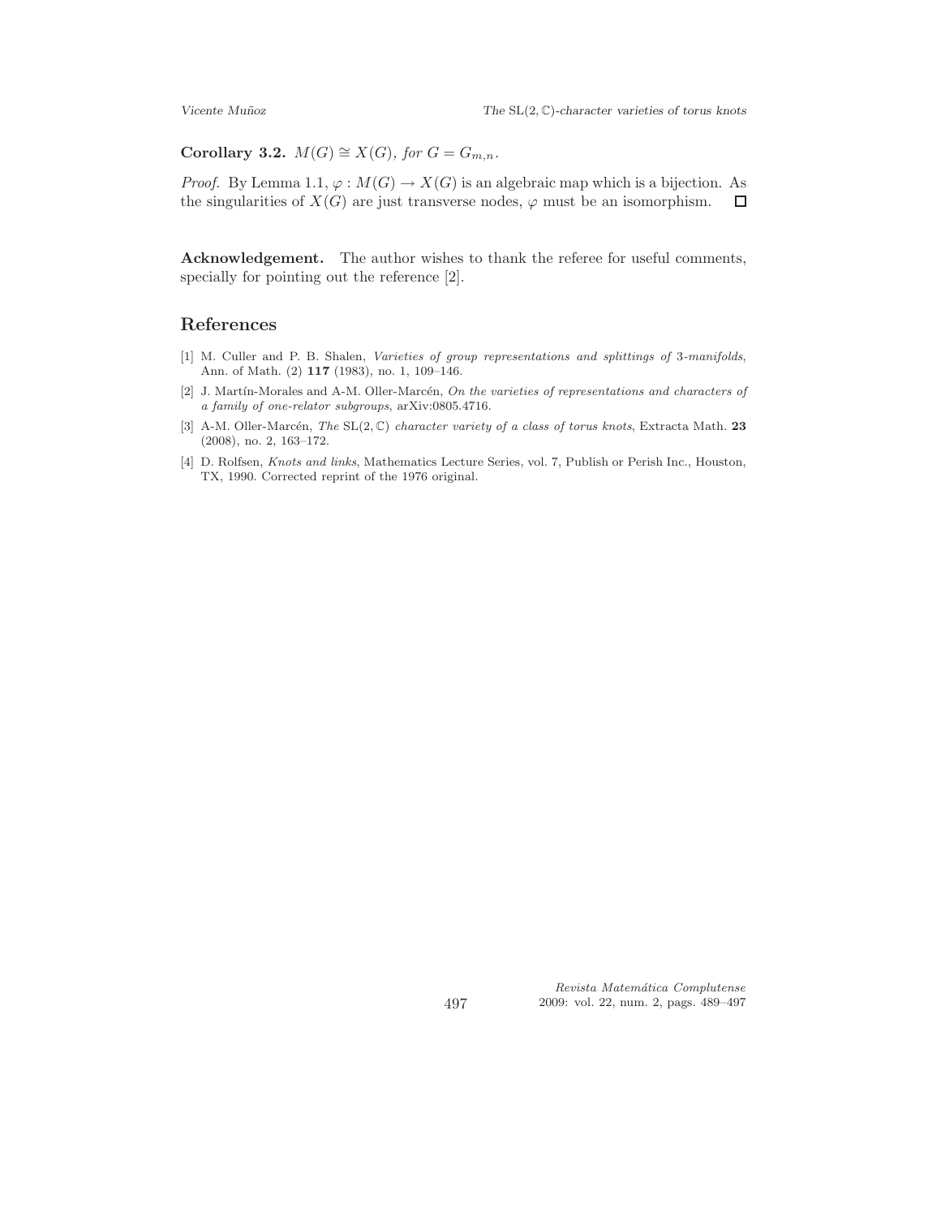**Corollary 3.2.** *$M(G) \cong X(G)$, for $G = G_{m,n}$.*

*Proof.* By Lemma 1.1, $\varphi : M(G) \to X(G)$ is an algebraic map which is a bijection. As the singularities of $X(G)$ are just transverse nodes, $\varphi$ must be an isomorphism. □

**Acknowledgement.** The author wishes to thank the referee for useful comments, specially for pointing out the reference [2].

## References

[1] M. Culler and P. B. Shalen, *Varieties of group representations and splittings of 3-manifolds*, Ann. of Math. (2) **117** (1983), no. 1, 109–146.

[2] J. Martín-Morales and A-M. Oller-Marcén, *On the varieties of representations and characters of a family of one-relator subgroups*, arXiv:0805.4716.

[3] A-M. Oller-Marcén, *The* $\mathrm{SL}(2, \mathbb{C})$ *character variety of a class of torus knots*, Extracta Math. **23** (2008), no. 2, 163–172.

[4] D. Rolfsen, *Knots and links*, Mathematics Lecture Series, vol. 7, Publish or Perish Inc., Houston, TX, 1990. Corrected reprint of the 1976 original.